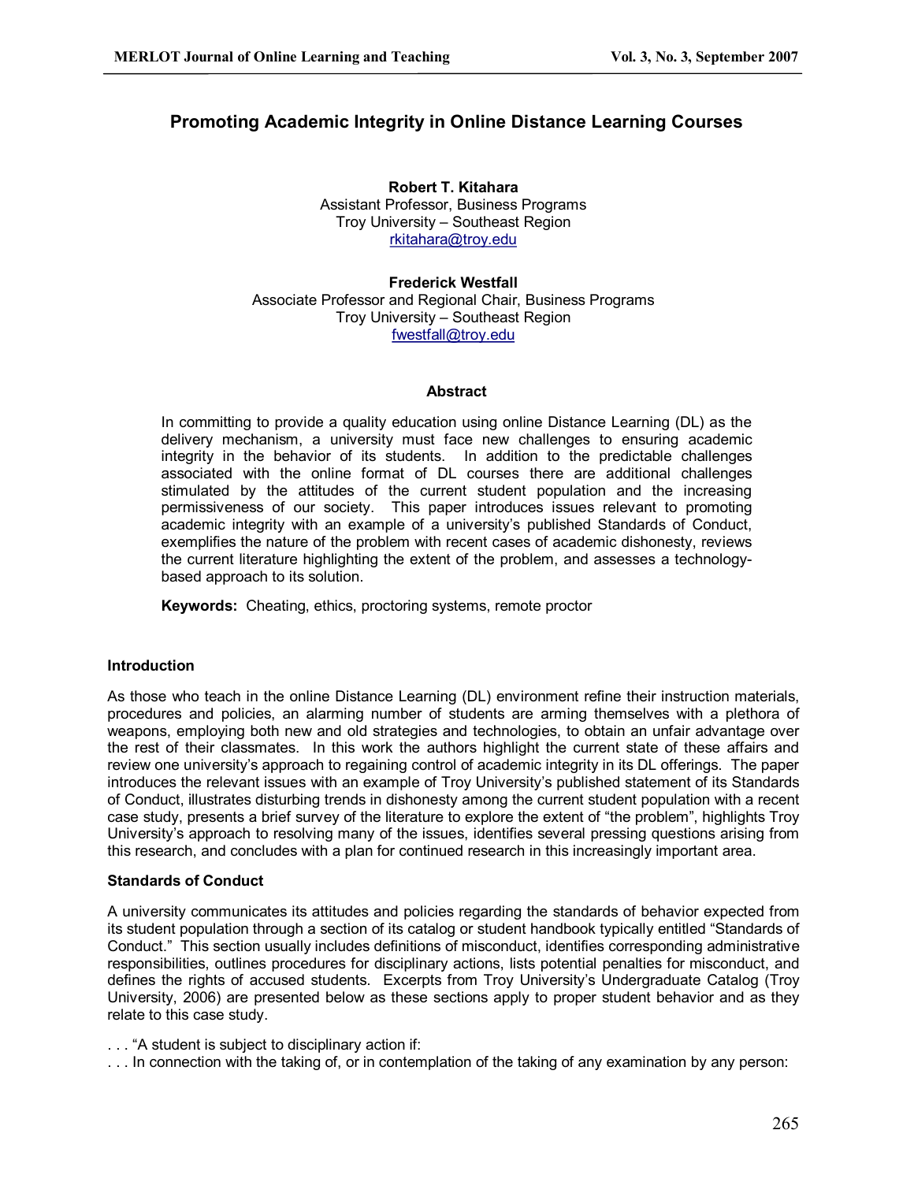# Promoting Academic Integrity in Online Distance Learning Courses

**Robert T. Kitahara**
Assistant Professor, Business Programs
Troy University – Southeast Region
rkitahara@troy.edu

**Frederick Westfall**
Associate Professor and Regional Chair, Business Programs
Troy University – Southeast Region
fwestfall@troy.edu

## Abstract

In committing to provide a quality education using online Distance Learning (DL) as the delivery mechanism, a university must face new challenges to ensuring academic integrity in the behavior of its students. In addition to the predictable challenges associated with the online format of DL courses there are additional challenges stimulated by the attitudes of the current student population and the increasing permissiveness of our society. This paper introduces issues relevant to promoting academic integrity with an example of a university's published Standards of Conduct, exemplifies the nature of the problem with recent cases of academic dishonesty, reviews the current literature highlighting the extent of the problem, and assesses a technology-based approach to its solution.

**Keywords:** Cheating, ethics, proctoring systems, remote proctor

## Introduction

As those who teach in the online Distance Learning (DL) environment refine their instruction materials, procedures and policies, an alarming number of students are arming themselves with a plethora of weapons, employing both new and old strategies and technologies, to obtain an unfair advantage over the rest of their classmates. In this work the authors highlight the current state of these affairs and review one university's approach to regaining control of academic integrity in its DL offerings. The paper introduces the relevant issues with an example of Troy University's published statement of its Standards of Conduct, illustrates disturbing trends in dishonesty among the current student population with a recent case study, presents a brief survey of the literature to explore the extent of "the problem", highlights Troy University's approach to resolving many of the issues, identifies several pressing questions arising from this research, and concludes with a plan for continued research in this increasingly important area.

## Standards of Conduct

A university communicates its attitudes and policies regarding the standards of behavior expected from its student population through a section of its catalog or student handbook typically entitled "Standards of Conduct." This section usually includes definitions of misconduct, identifies corresponding administrative responsibilities, outlines procedures for disciplinary actions, lists potential penalties for misconduct, and defines the rights of accused students. Excerpts from Troy University's Undergraduate Catalog (Troy University, 2006) are presented below as these sections apply to proper student behavior and as they relate to this case study.

. . . "A student is subject to disciplinary action if:
. . . In connection with the taking of, or in contemplation of the taking of any examination by any person: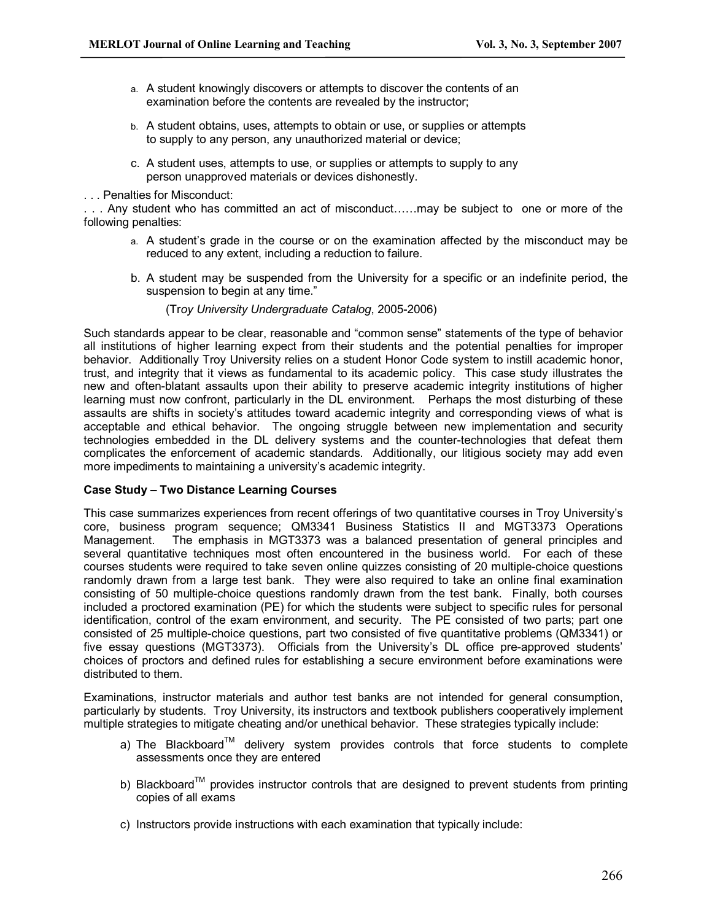a. A student knowingly discovers or attempts to discover the contents of an examination before the contents are revealed by the instructor;

b. A student obtains, uses, attempts to obtain or use, or supplies or attempts to supply to any person, any unauthorized material or device;

c. A student uses, attempts to use, or supplies or attempts to supply to any person unapproved materials or devices dishonestly.

. . . Penalties for Misconduct:

. . . Any student who has committed an act of misconduct……may be subject to one or more of the following penalties:

a. A student's grade in the course or on the examination affected by the misconduct may be reduced to any extent, including a reduction to failure.

b. A student may be suspended from the University for a specific or an indefinite period, the suspension to begin at any time."

(*Troy University Undergraduate Catalog*, 2005-2006)

Such standards appear to be clear, reasonable and "common sense" statements of the type of behavior all institutions of higher learning expect from their students and the potential penalties for improper behavior. Additionally Troy University relies on a student Honor Code system to instill academic honor, trust, and integrity that it views as fundamental to its academic policy. This case study illustrates the new and often-blatant assaults upon their ability to preserve academic integrity institutions of higher learning must now confront, particularly in the DL environment. Perhaps the most disturbing of these assaults are shifts in society's attitudes toward academic integrity and corresponding views of what is acceptable and ethical behavior. The ongoing struggle between new implementation and security technologies embedded in the DL delivery systems and the counter-technologies that defeat them complicates the enforcement of academic standards. Additionally, our litigious society may add even more impediments to maintaining a university's academic integrity.

**Case Study – Two Distance Learning Courses**

This case summarizes experiences from recent offerings of two quantitative courses in Troy University's core, business program sequence; QM3341 Business Statistics II and MGT3373 Operations Management. The emphasis in MGT3373 was a balanced presentation of general principles and several quantitative techniques most often encountered in the business world. For each of these courses students were required to take seven online quizzes consisting of 20 multiple-choice questions randomly drawn from a large test bank. They were also required to take an online final examination consisting of 50 multiple-choice questions randomly drawn from the test bank. Finally, both courses included a proctored examination (PE) for which the students were subject to specific rules for personal identification, control of the exam environment, and security. The PE consisted of two parts; part one consisted of 25 multiple-choice questions, part two consisted of five quantitative problems (QM3341) or five essay questions (MGT3373). Officials from the University's DL office pre-approved students' choices of proctors and defined rules for establishing a secure environment before examinations were distributed to them.

Examinations, instructor materials and author test banks are not intended for general consumption, particularly by students. Troy University, its instructors and textbook publishers cooperatively implement multiple strategies to mitigate cheating and/or unethical behavior. These strategies typically include:

a) The Blackboard™ delivery system provides controls that force students to complete assessments once they are entered

b) Blackboard™ provides instructor controls that are designed to prevent students from printing copies of all exams

c) Instructors provide instructions with each examination that typically include: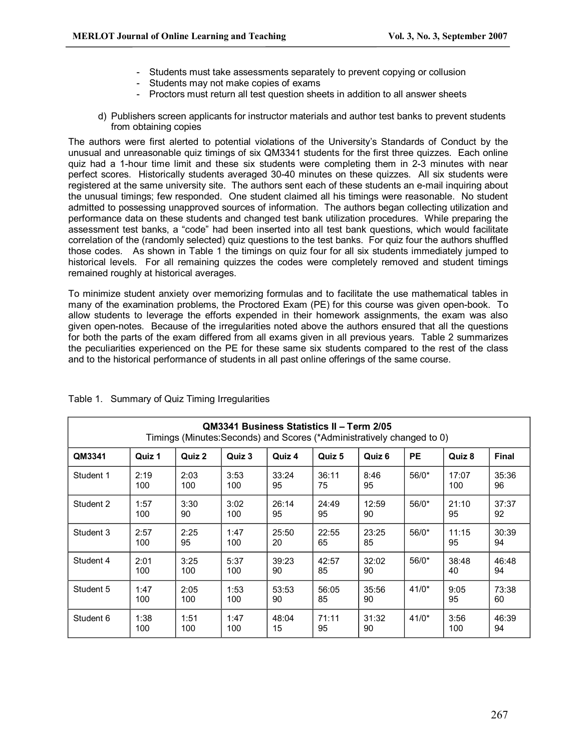- Students must take assessments separately to prevent copying or collusion
- Students may not make copies of exams
- Proctors must return all test question sheets in addition to all answer sheets

d) Publishers screen applicants for instructor materials and author test banks to prevent students from obtaining copies

The authors were first alerted to potential violations of the University's Standards of Conduct by the unusual and unreasonable quiz timings of six QM3341 students for the first three quizzes. Each online quiz had a 1-hour time limit and these six students were completing them in 2-3 minutes with near perfect scores. Historically students averaged 30-40 minutes on these quizzes. All six students were registered at the same university site. The authors sent each of these students an e-mail inquiring about the unusual timings; few responded. One student claimed all his timings were reasonable. No student admitted to possessing unapproved sources of information. The authors began collecting utilization and performance data on these students and changed test bank utilization procedures. While preparing the assessment test banks, a "code" had been inserted into all test bank questions, which would facilitate correlation of the (randomly selected) quiz questions to the test banks. For quiz four the authors shuffled those codes. As shown in Table 1 the timings on quiz four for all six students immediately jumped to historical levels. For all remaining quizzes the codes were completely removed and student timings remained roughly at historical averages.

To minimize student anxiety over memorizing formulas and to facilitate the use mathematical tables in many of the examination problems, the Proctored Exam (PE) for this course was given open-book. To allow students to leverage the efforts expended in their homework assignments, the exam was also given open-notes. Because of the irregularities noted above the authors ensured that all the questions for both the parts of the exam differed from all exams given in all previous years. Table 2 summarizes the peculiarities experienced on the PE for these same six students compared to the rest of the class and to the historical performance of students in all past online offerings of the same course.

Table 1. Summary of Quiz Timing Irregularities

| **QM3341 Business Statistics II – Term 2/05** Timings (Minutes:Seconds) and Scores (*Administratively changed to 0) | | | | | | | | | |
|---|---|---|---|---|---|---|---|---|---|
| **QM3341** | **Quiz 1** | **Quiz 2** | **Quiz 3** | **Quiz 4** | **Quiz 5** | **Quiz 6** | **PE** | **Quiz 8** | **Final** |
| Student 1 | 2:19 100 | 2:03 100 | 3:53 100 | 33:24 95 | 36:11 75 | 8:46 95 | 56/0* | 17:07 100 | 35:36 96 |
| Student 2 | 1:57 100 | 3:30 90 | 3:02 100 | 26:14 95 | 24:49 95 | 12:59 90 | 56/0* | 21:10 95 | 37:37 92 |
| Student 3 | 2:57 100 | 2:25 95 | 1:47 100 | 25:50 20 | 22:55 65 | 23:25 85 | 56/0* | 11:15 95 | 30:39 94 |
| Student 4 | 2:01 100 | 3:25 100 | 5:37 100 | 39:23 90 | 42:57 85 | 32:02 90 | 56/0* | 38:48 40 | 46:48 94 |
| Student 5 | 1:47 100 | 2:05 100 | 1:53 100 | 53:53 90 | 56:05 85 | 35:56 90 | 41/0* | 9:05 95 | 73:38 60 |
| Student 6 | 1:38 100 | 1:51 100 | 1:47 100 | 48:04 15 | 71:11 95 | 31:32 90 | 41/0* | 3:56 100 | 46:39 94 |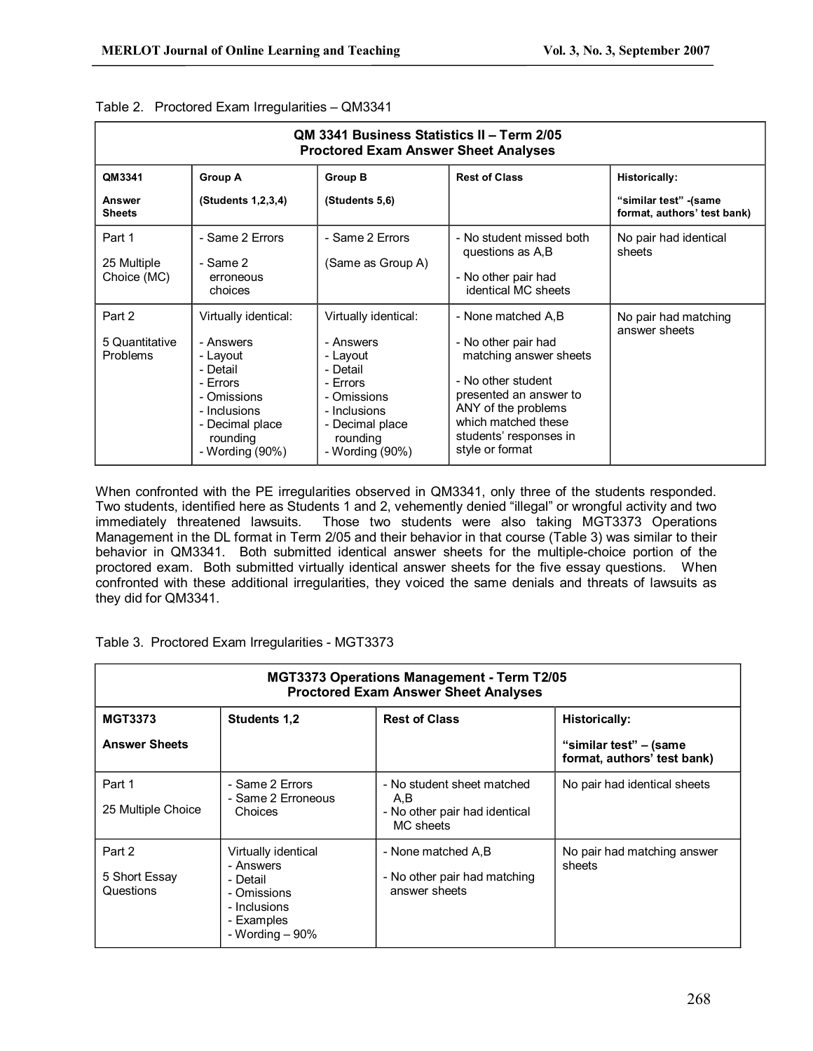Table 2. Proctored Exam Irregularities – QM3341

| QM 3341 Business Statistics II – Term 2/05 Proctored Exam Answer Sheet Analyses | | | | |
|---|---|---|---|---|
| **QM3341** **Answer Sheets** | **Group A** **(Students 1,2,3,4)** | **Group B** **(Students 5,6)** | **Rest of Class** | **Historically:** **"similar test" -(same format, authors' test bank)** |
| Part 1 25 Multiple Choice (MC) | - Same 2 Errors - Same 2 erroneous choices | - Same 2 Errors (Same as Group A) | - No student missed both questions as A,B - No other pair had identical MC sheets | No pair had identical sheets |
| Part 2 5 Quantitative Problems | Virtually identical: - Answers - Layout - Detail - Errors - Omissions - Inclusions - Decimal place rounding - Wording (90%) | Virtually identical: - Answers - Layout - Detail - Errors - Omissions - Inclusions - Decimal place rounding - Wording (90%) | - None matched A,B - No other pair had matching answer sheets - No other student presented an answer to ANY of the problems which matched these students' responses in style or format | No pair had matching answer sheets |

When confronted with the PE irregularities observed in QM3341, only three of the students responded. Two students, identified here as Students 1 and 2, vehemently denied "illegal" or wrongful activity and two immediately threatened lawsuits. Those two students were also taking MGT3373 Operations Management in the DL format in Term 2/05 and their behavior in that course (Table 3) was similar to their behavior in QM3341. Both submitted identical answer sheets for the multiple-choice portion of the proctored exam. Both submitted virtually identical answer sheets for the five essay questions. When confronted with these additional irregularities, they voiced the same denials and threats of lawsuits as they did for QM3341.

Table 3. Proctored Exam Irregularities - MGT3373

| MGT3373 Operations Management - Term T2/05 Proctored Exam Answer Sheet Analyses | | | |
|---|---|---|---|
| **MGT3373** **Answer Sheets** | **Students 1,2** | **Rest of Class** | **Historically:** **"similar test" – (same format, authors' test bank)** |
| Part 1 25 Multiple Choice | - Same 2 Errors - Same 2 Erroneous Choices | - No student sheet matched A,B - No other pair had identical MC sheets | No pair had identical sheets |
| Part 2 5 Short Essay Questions | Virtually identical - Answers - Detail - Omissions - Inclusions - Examples - Wording – 90% | - None matched A,B - No other pair had matching answer sheets | No pair had matching answer sheets |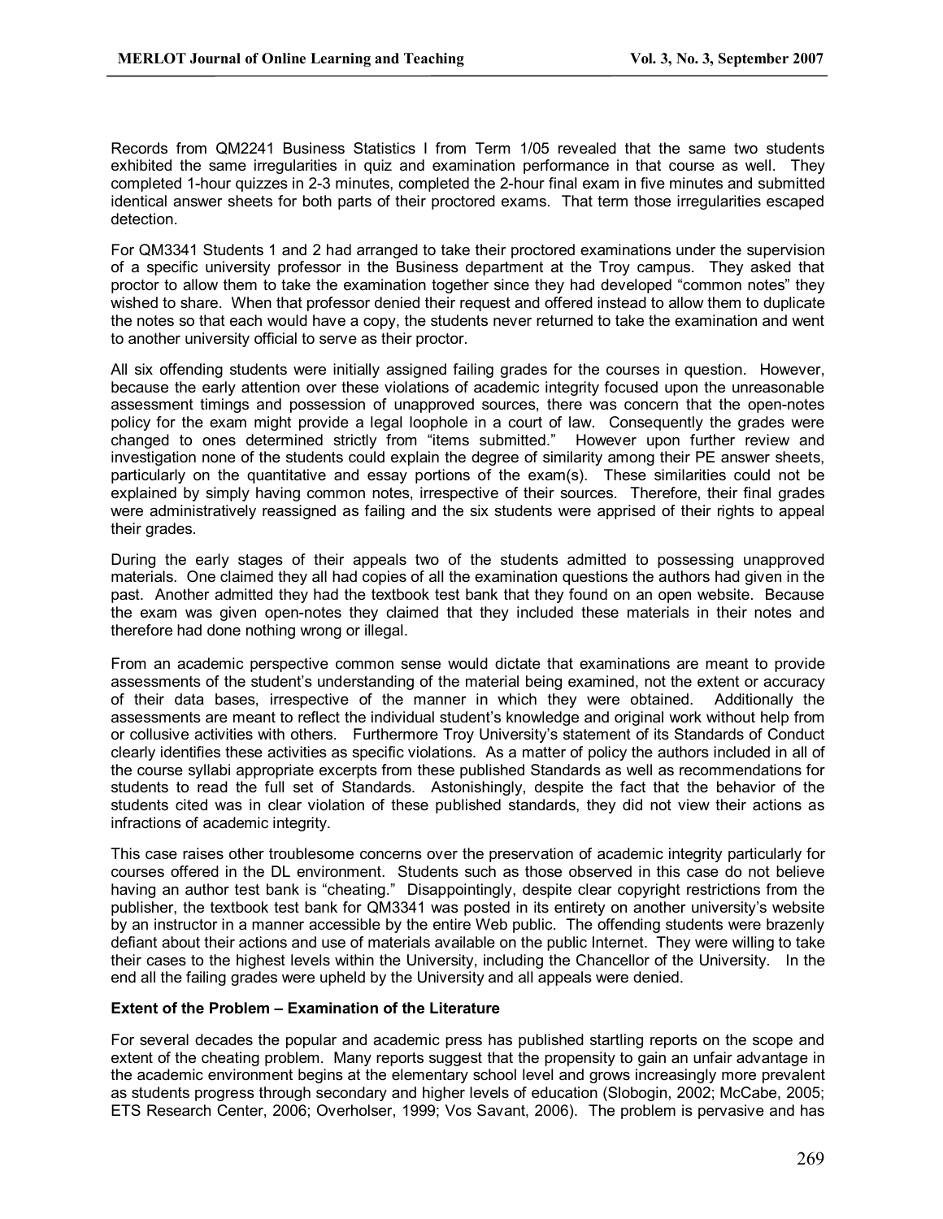Records from QM2241 Business Statistics I from Term 1/05 revealed that the same two students exhibited the same irregularities in quiz and examination performance in that course as well. They completed 1-hour quizzes in 2-3 minutes, completed the 2-hour final exam in five minutes and submitted identical answer sheets for both parts of their proctored exams. That term those irregularities escaped detection.

For QM3341 Students 1 and 2 had arranged to take their proctored examinations under the supervision of a specific university professor in the Business department at the Troy campus. They asked that proctor to allow them to take the examination together since they had developed "common notes" they wished to share. When that professor denied their request and offered instead to allow them to duplicate the notes so that each would have a copy, the students never returned to take the examination and went to another university official to serve as their proctor.

All six offending students were initially assigned failing grades for the courses in question. However, because the early attention over these violations of academic integrity focused upon the unreasonable assessment timings and possession of unapproved sources, there was concern that the open-notes policy for the exam might provide a legal loophole in a court of law. Consequently the grades were changed to ones determined strictly from "items submitted." However upon further review and investigation none of the students could explain the degree of similarity among their PE answer sheets, particularly on the quantitative and essay portions of the exam(s). These similarities could not be explained by simply having common notes, irrespective of their sources. Therefore, their final grades were administratively reassigned as failing and the six students were apprised of their rights to appeal their grades.

During the early stages of their appeals two of the students admitted to possessing unapproved materials. One claimed they all had copies of all the examination questions the authors had given in the past. Another admitted they had the textbook test bank that they found on an open website. Because the exam was given open-notes they claimed that they included these materials in their notes and therefore had done nothing wrong or illegal.

From an academic perspective common sense would dictate that examinations are meant to provide assessments of the student's understanding of the material being examined, not the extent or accuracy of their data bases, irrespective of the manner in which they were obtained. Additionally the assessments are meant to reflect the individual student's knowledge and original work without help from or collusive activities with others. Furthermore Troy University's statement of its Standards of Conduct clearly identifies these activities as specific violations. As a matter of policy the authors included in all of the course syllabi appropriate excerpts from these published Standards as well as recommendations for students to read the full set of Standards. Astonishingly, despite the fact that the behavior of the students cited was in clear violation of these published standards, they did not view their actions as infractions of academic integrity.

This case raises other troublesome concerns over the preservation of academic integrity particularly for courses offered in the DL environment. Students such as those observed in this case do not believe having an author test bank is "cheating." Disappointingly, despite clear copyright restrictions from the publisher, the textbook test bank for QM3341 was posted in its entirety on another university's website by an instructor in a manner accessible by the entire Web public. The offending students were brazenly defiant about their actions and use of materials available on the public Internet. They were willing to take their cases to the highest levels within the University, including the Chancellor of the University. In the end all the failing grades were upheld by the University and all appeals were denied.

**Extent of the Problem – Examination of the Literature**

For several decades the popular and academic press has published startling reports on the scope and extent of the cheating problem. Many reports suggest that the propensity to gain an unfair advantage in the academic environment begins at the elementary school level and grows increasingly more prevalent as students progress through secondary and higher levels of education (Slobogin, 2002; McCabe, 2005; ETS Research Center, 2006; Overholser, 1999; Vos Savant, 2006). The problem is pervasive and has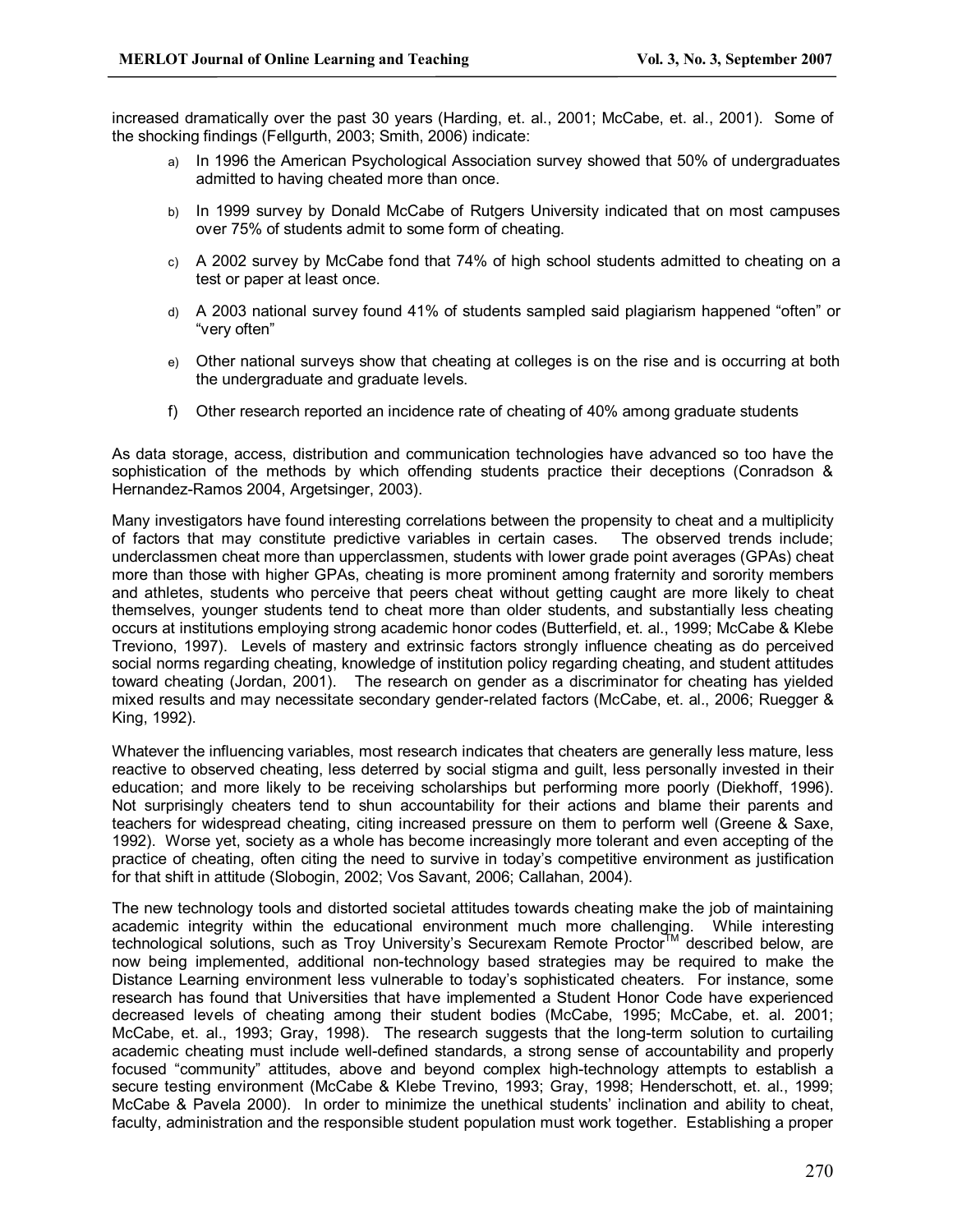increased dramatically over the past 30 years (Harding, et. al., 2001; McCabe, et. al., 2001). Some of the shocking findings (Fellgurth, 2003; Smith, 2006) indicate:

a) In 1996 the American Psychological Association survey showed that 50% of undergraduates admitted to having cheated more than once.

b) In 1999 survey by Donald McCabe of Rutgers University indicated that on most campuses over 75% of students admit to some form of cheating.

c) A 2002 survey by McCabe fond that 74% of high school students admitted to cheating on a test or paper at least once.

d) A 2003 national survey found 41% of students sampled said plagiarism happened "often" or "very often"

e) Other national surveys show that cheating at colleges is on the rise and is occurring at both the undergraduate and graduate levels.

f) Other research reported an incidence rate of cheating of 40% among graduate students

As data storage, access, distribution and communication technologies have advanced so too have the sophistication of the methods by which offending students practice their deceptions (Conradson & Hernandez-Ramos 2004, Argetsinger, 2003).

Many investigators have found interesting correlations between the propensity to cheat and a multiplicity of factors that may constitute predictive variables in certain cases. The observed trends include; underclassmen cheat more than upperclassmen, students with lower grade point averages (GPAs) cheat more than those with higher GPAs, cheating is more prominent among fraternity and sorority members and athletes, students who perceive that peers cheat without getting caught are more likely to cheat themselves, younger students tend to cheat more than older students, and substantially less cheating occurs at institutions employing strong academic honor codes (Butterfield, et. al., 1999; McCabe & Klebe Treviono, 1997). Levels of mastery and extrinsic factors strongly influence cheating as do perceived social norms regarding cheating, knowledge of institution policy regarding cheating, and student attitudes toward cheating (Jordan, 2001). The research on gender as a discriminator for cheating has yielded mixed results and may necessitate secondary gender-related factors (McCabe, et. al., 2006; Ruegger & King, 1992).

Whatever the influencing variables, most research indicates that cheaters are generally less mature, less reactive to observed cheating, less deterred by social stigma and guilt, less personally invested in their education; and more likely to be receiving scholarships but performing more poorly (Diekhoff, 1996). Not surprisingly cheaters tend to shun accountability for their actions and blame their parents and teachers for widespread cheating, citing increased pressure on them to perform well (Greene & Saxe, 1992). Worse yet, society as a whole has become increasingly more tolerant and even accepting of the practice of cheating, often citing the need to survive in today's competitive environment as justification for that shift in attitude (Slobogin, 2002; Vos Savant, 2006; Callahan, 2004).

The new technology tools and distorted societal attitudes towards cheating make the job of maintaining academic integrity within the educational environment much more challenging. While interesting technological solutions, such as Troy University's Securexam Remote Proctor™ described below, are now being implemented, additional non-technology based strategies may be required to make the Distance Learning environment less vulnerable to today's sophisticated cheaters. For instance, some research has found that Universities that have implemented a Student Honor Code have experienced decreased levels of cheating among their student bodies (McCabe, 1995; McCabe, et. al. 2001; McCabe, et. al., 1993; Gray, 1998). The research suggests that the long-term solution to curtailing academic cheating must include well-defined standards, a strong sense of accountability and properly focused "community" attitudes, above and beyond complex high-technology attempts to establish a secure testing environment (McCabe & Klebe Trevino, 1993; Gray, 1998; Henderschott, et. al., 1999; McCabe & Pavela 2000). In order to minimize the unethical students' inclination and ability to cheat, faculty, administration and the responsible student population must work together. Establishing a proper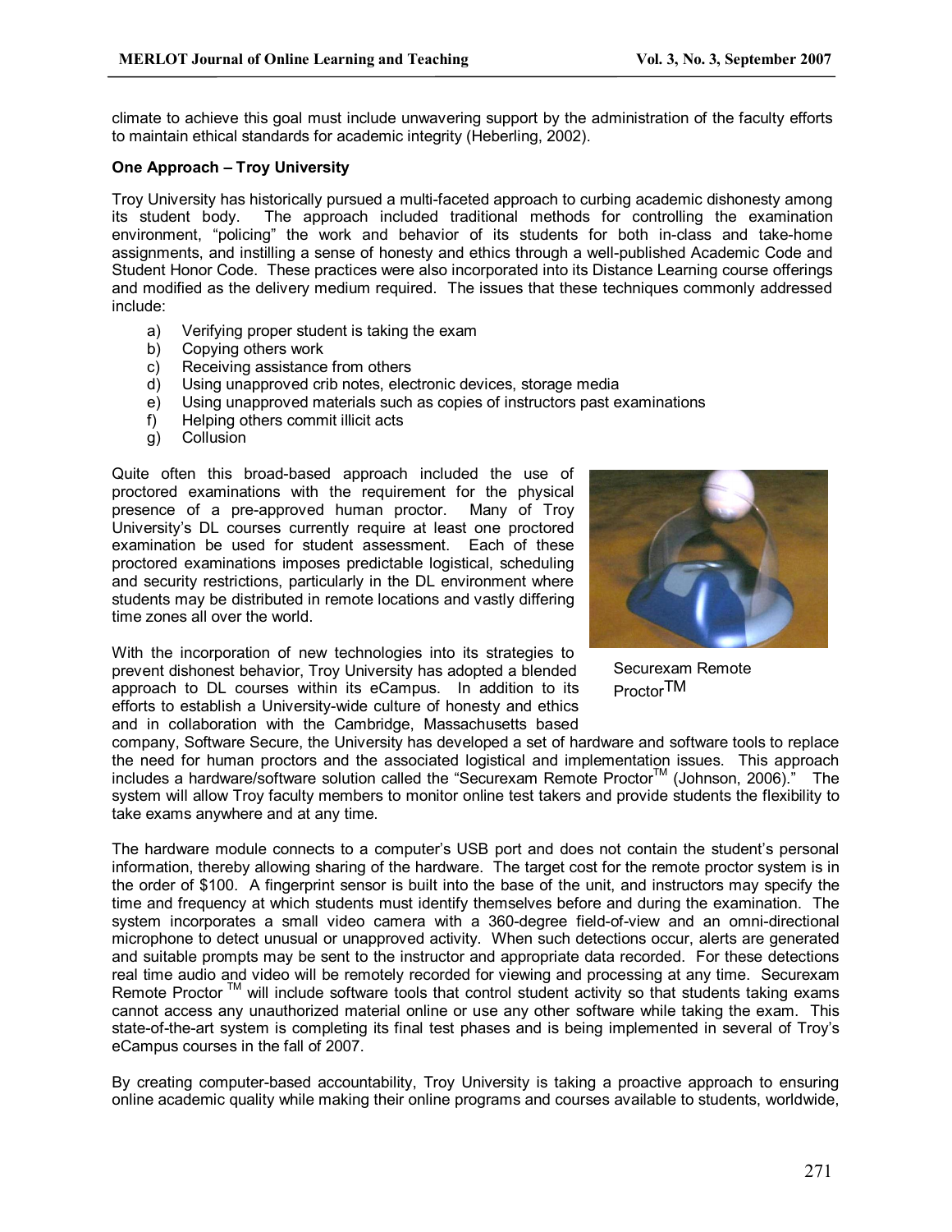climate to achieve this goal must include unwavering support by the administration of the faculty efforts to maintain ethical standards for academic integrity (Heberling, 2002).

**One Approach – Troy University**

Troy University has historically pursued a multi-faceted approach to curbing academic dishonesty among its student body. The approach included traditional methods for controlling the examination environment, "policing" the work and behavior of its students for both in-class and take-home assignments, and instilling a sense of honesty and ethics through a well-published Academic Code and Student Honor Code. These practices were also incorporated into its Distance Learning course offerings and modified as the delivery medium required. The issues that these techniques commonly addressed include:

a) Verifying proper student is taking the exam
b) Copying others work
c) Receiving assistance from others
d) Using unapproved crib notes, electronic devices, storage media
e) Using unapproved materials such as copies of instructors past examinations
f) Helping others commit illicit acts
g) Collusion

Quite often this broad-based approach included the use of proctored examinations with the requirement for the physical presence of a pre-approved human proctor. Many of Troy University's DL courses currently require at least one proctored examination be used for student assessment. Each of these proctored examinations imposes predictable logistical, scheduling and security restrictions, particularly in the DL environment where students may be distributed in remote locations and vastly differing time zones all over the world.

Securexam Remote Proctor™

With the incorporation of new technologies into its strategies to prevent dishonest behavior, Troy University has adopted a blended approach to DL courses within its eCampus. In addition to its efforts to establish a University-wide culture of honesty and ethics and in collaboration with the Cambridge, Massachusetts based company, Software Secure, the University has developed a set of hardware and software tools to replace the need for human proctors and the associated logistical and implementation issues. This approach includes a hardware/software solution called the "Securexam Remote Proctor™ (Johnson, 2006)." The system will allow Troy faculty members to monitor online test takers and provide students the flexibility to take exams anywhere and at any time.

The hardware module connects to a computer's USB port and does not contain the student's personal information, thereby allowing sharing of the hardware. The target cost for the remote proctor system is in the order of $100. A fingerprint sensor is built into the base of the unit, and instructors may specify the time and frequency at which students must identify themselves before and during the examination. The system incorporates a small video camera with a 360-degree field-of-view and an omni-directional microphone to detect unusual or unapproved activity. When such detections occur, alerts are generated and suitable prompts may be sent to the instructor and appropriate data recorded. For these detections real time audio and video will be remotely recorded for viewing and processing at any time. Securexam Remote Proctor ™ will include software tools that control student activity so that students taking exams cannot access any unauthorized material online or use any other software while taking the exam. This state-of-the-art system is completing its final test phases and is being implemented in several of Troy's eCampus courses in the fall of 2007.

By creating computer-based accountability, Troy University is taking a proactive approach to ensuring online academic quality while making their online programs and courses available to students, worldwide,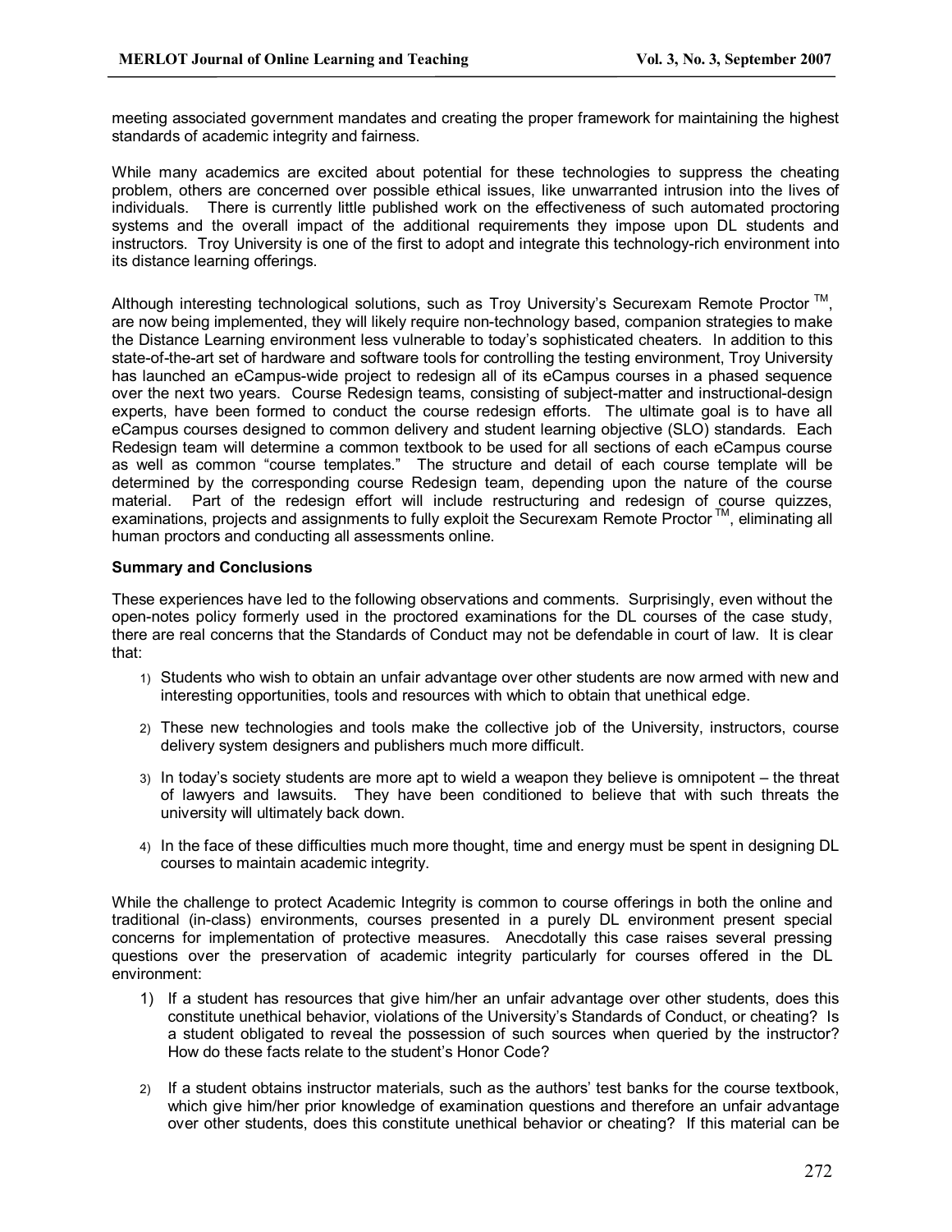meeting associated government mandates and creating the proper framework for maintaining the highest standards of academic integrity and fairness.

While many academics are excited about potential for these technologies to suppress the cheating problem, others are concerned over possible ethical issues, like unwarranted intrusion into the lives of individuals. There is currently little published work on the effectiveness of such automated proctoring systems and the overall impact of the additional requirements they impose upon DL students and instructors. Troy University is one of the first to adopt and integrate this technology-rich environment into its distance learning offerings.

Although interesting technological solutions, such as Troy University's Securexam Remote Proctor ™, are now being implemented, they will likely require non-technology based, companion strategies to make the Distance Learning environment less vulnerable to today's sophisticated cheaters. In addition to this state-of-the-art set of hardware and software tools for controlling the testing environment, Troy University has launched an eCampus-wide project to redesign all of its eCampus courses in a phased sequence over the next two years. Course Redesign teams, consisting of subject-matter and instructional-design experts, have been formed to conduct the course redesign efforts. The ultimate goal is to have all eCampus courses designed to common delivery and student learning objective (SLO) standards. Each Redesign team will determine a common textbook to be used for all sections of each eCampus course as well as common "course templates." The structure and detail of each course template will be determined by the corresponding course Redesign team, depending upon the nature of the course material. Part of the redesign effort will include restructuring and redesign of course quizzes, examinations, projects and assignments to fully exploit the Securexam Remote Proctor ™, eliminating all human proctors and conducting all assessments online.

**Summary and Conclusions**

These experiences have led to the following observations and comments. Surprisingly, even without the open-notes policy formerly used in the proctored examinations for the DL courses of the case study, there are real concerns that the Standards of Conduct may not be defendable in court of law. It is clear that:

1) Students who wish to obtain an unfair advantage over other students are now armed with new and interesting opportunities, tools and resources with which to obtain that unethical edge.
2) These new technologies and tools make the collective job of the University, instructors, course delivery system designers and publishers much more difficult.
3) In today's society students are more apt to wield a weapon they believe is omnipotent – the threat of lawyers and lawsuits. They have been conditioned to believe that with such threats the university will ultimately back down.
4) In the face of these difficulties much more thought, time and energy must be spent in designing DL courses to maintain academic integrity.

While the challenge to protect Academic Integrity is common to course offerings in both the online and traditional (in-class) environments, courses presented in a purely DL environment present special concerns for implementation of protective measures. Anecdotally this case raises several pressing questions over the preservation of academic integrity particularly for courses offered in the DL environment:

1) If a student has resources that give him/her an unfair advantage over other students, does this constitute unethical behavior, violations of the University's Standards of Conduct, or cheating? Is a student obligated to reveal the possession of such sources when queried by the instructor? How do these facts relate to the student's Honor Code?
2) If a student obtains instructor materials, such as the authors' test banks for the course textbook, which give him/her prior knowledge of examination questions and therefore an unfair advantage over other students, does this constitute unethical behavior or cheating? If this material can be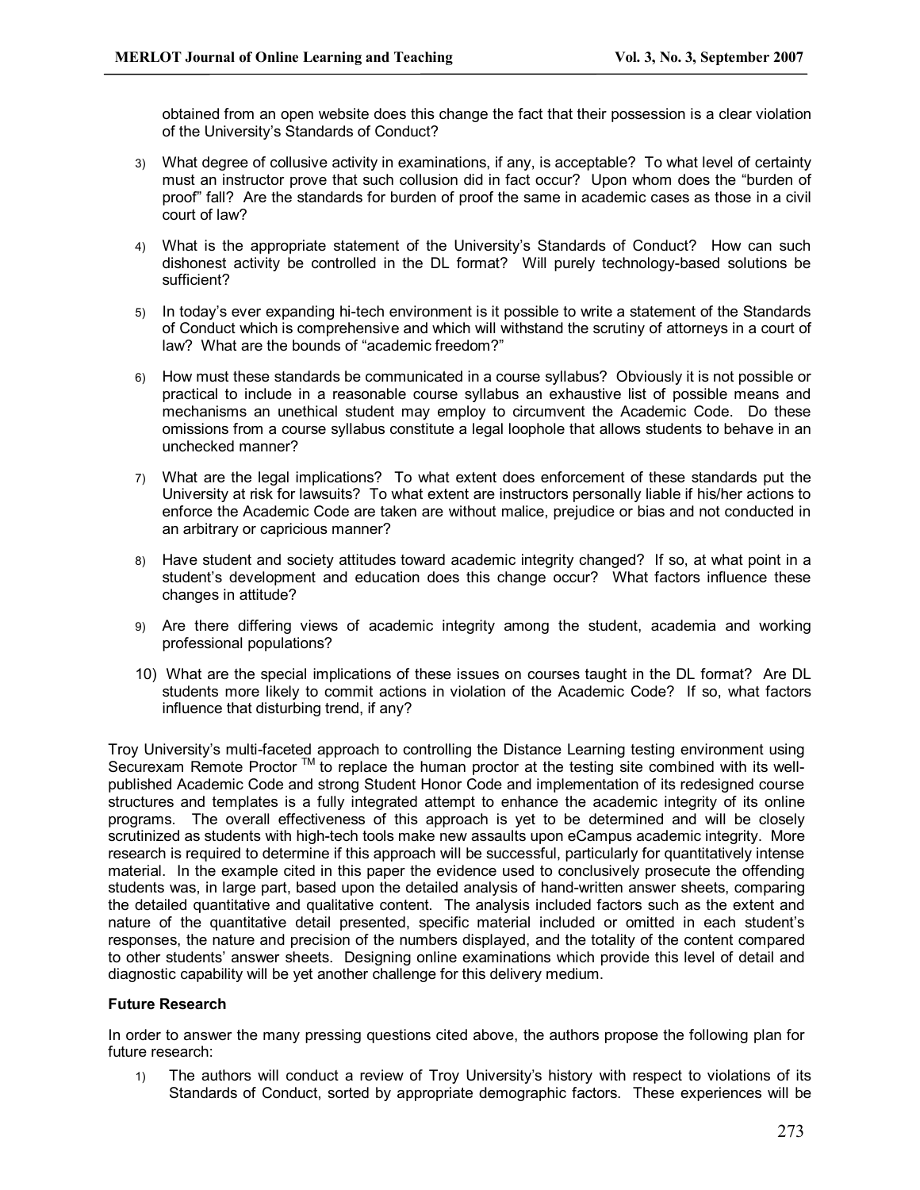obtained from an open website does this change the fact that their possession is a clear violation of the University's Standards of Conduct?

3) What degree of collusive activity in examinations, if any, is acceptable? To what level of certainty must an instructor prove that such collusion did in fact occur? Upon whom does the "burden of proof" fall? Are the standards for burden of proof the same in academic cases as those in a civil court of law?

4) What is the appropriate statement of the University's Standards of Conduct? How can such dishonest activity be controlled in the DL format? Will purely technology-based solutions be sufficient?

5) In today's ever expanding hi-tech environment is it possible to write a statement of the Standards of Conduct which is comprehensive and which will withstand the scrutiny of attorneys in a court of law? What are the bounds of "academic freedom?"

6) How must these standards be communicated in a course syllabus? Obviously it is not possible or practical to include in a reasonable course syllabus an exhaustive list of possible means and mechanisms an unethical student may employ to circumvent the Academic Code. Do these omissions from a course syllabus constitute a legal loophole that allows students to behave in an unchecked manner?

7) What are the legal implications? To what extent does enforcement of these standards put the University at risk for lawsuits? To what extent are instructors personally liable if his/her actions to enforce the Academic Code are taken are without malice, prejudice or bias and not conducted in an arbitrary or capricious manner?

8) Have student and society attitudes toward academic integrity changed? If so, at what point in a student's development and education does this change occur? What factors influence these changes in attitude?

9) Are there differing views of academic integrity among the student, academia and working professional populations?

10) What are the special implications of these issues on courses taught in the DL format? Are DL students more likely to commit actions in violation of the Academic Code? If so, what factors influence that disturbing trend, if any?

Troy University's multi-faceted approach to controlling the Distance Learning testing environment using Securexam Remote Proctor ™ to replace the human proctor at the testing site combined with its well-published Academic Code and strong Student Honor Code and implementation of its redesigned course structures and templates is a fully integrated attempt to enhance the academic integrity of its online programs. The overall effectiveness of this approach is yet to be determined and will be closely scrutinized as students with high-tech tools make new assaults upon eCampus academic integrity. More research is required to determine if this approach will be successful, particularly for quantitatively intense material. In the example cited in this paper the evidence used to conclusively prosecute the offending students was, in large part, based upon the detailed analysis of hand-written answer sheets, comparing the detailed quantitative and qualitative content. The analysis included factors such as the extent and nature of the quantitative detail presented, specific material included or omitted in each student's responses, the nature and precision of the numbers displayed, and the totality of the content compared to other students' answer sheets. Designing online examinations which provide this level of detail and diagnostic capability will be yet another challenge for this delivery medium.

**Future Research**

In order to answer the many pressing questions cited above, the authors propose the following plan for future research:

1) The authors will conduct a review of Troy University's history with respect to violations of its Standards of Conduct, sorted by appropriate demographic factors. These experiences will be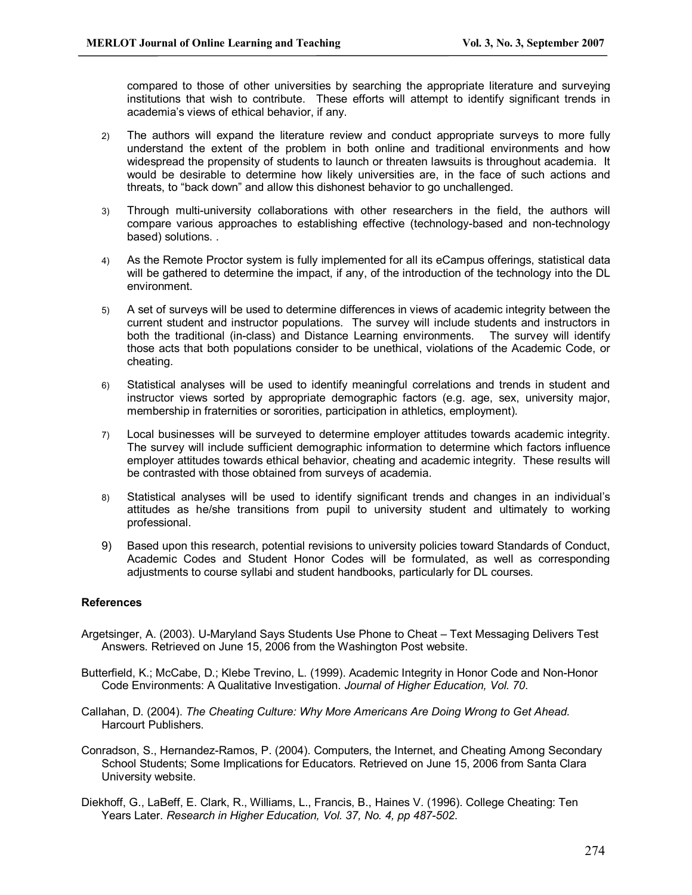compared to those of other universities by searching the appropriate literature and surveying institutions that wish to contribute. These efforts will attempt to identify significant trends in academia's views of ethical behavior, if any.

2) The authors will expand the literature review and conduct appropriate surveys to more fully understand the extent of the problem in both online and traditional environments and how widespread the propensity of students to launch or threaten lawsuits is throughout academia. It would be desirable to determine how likely universities are, in the face of such actions and threats, to "back down" and allow this dishonest behavior to go unchallenged.

3) Through multi-university collaborations with other researchers in the field, the authors will compare various approaches to establishing effective (technology-based and non-technology based) solutions. .

4) As the Remote Proctor system is fully implemented for all its eCampus offerings, statistical data will be gathered to determine the impact, if any, of the introduction of the technology into the DL environment.

5) A set of surveys will be used to determine differences in views of academic integrity between the current student and instructor populations. The survey will include students and instructors in both the traditional (in-class) and Distance Learning environments. The survey will identify those acts that both populations consider to be unethical, violations of the Academic Code, or cheating.

6) Statistical analyses will be used to identify meaningful correlations and trends in student and instructor views sorted by appropriate demographic factors (e.g. age, sex, university major, membership in fraternities or sororities, participation in athletics, employment).

7) Local businesses will be surveyed to determine employer attitudes towards academic integrity. The survey will include sufficient demographic information to determine which factors influence employer attitudes towards ethical behavior, cheating and academic integrity. These results will be contrasted with those obtained from surveys of academia.

8) Statistical analyses will be used to identify significant trends and changes in an individual's attitudes as he/she transitions from pupil to university student and ultimately to working professional.

9) Based upon this research, potential revisions to university policies toward Standards of Conduct, Academic Codes and Student Honor Codes will be formulated, as well as corresponding adjustments to course syllabi and student handbooks, particularly for DL courses.

**References**

Argetsinger, A. (2003). U-Maryland Says Students Use Phone to Cheat – Text Messaging Delivers Test Answers. Retrieved on June 15, 2006 from the Washington Post website.

Butterfield, K.; McCabe, D.; Klebe Trevino, L. (1999). Academic Integrity in Honor Code and Non-Honor Code Environments: A Qualitative Investigation. *Journal of Higher Education, Vol. 70*.

Callahan, D. (2004). *The Cheating Culture: Why More Americans Are Doing Wrong to Get Ahead.* Harcourt Publishers.

Conradson, S., Hernandez-Ramos, P. (2004). Computers, the Internet, and Cheating Among Secondary School Students; Some Implications for Educators. Retrieved on June 15, 2006 from Santa Clara University website.

Diekhoff, G., LaBeff, E. Clark, R., Williams, L., Francis, B., Haines V. (1996). College Cheating: Ten Years Later. *Research in Higher Education, Vol. 37, No. 4, pp 487-502*.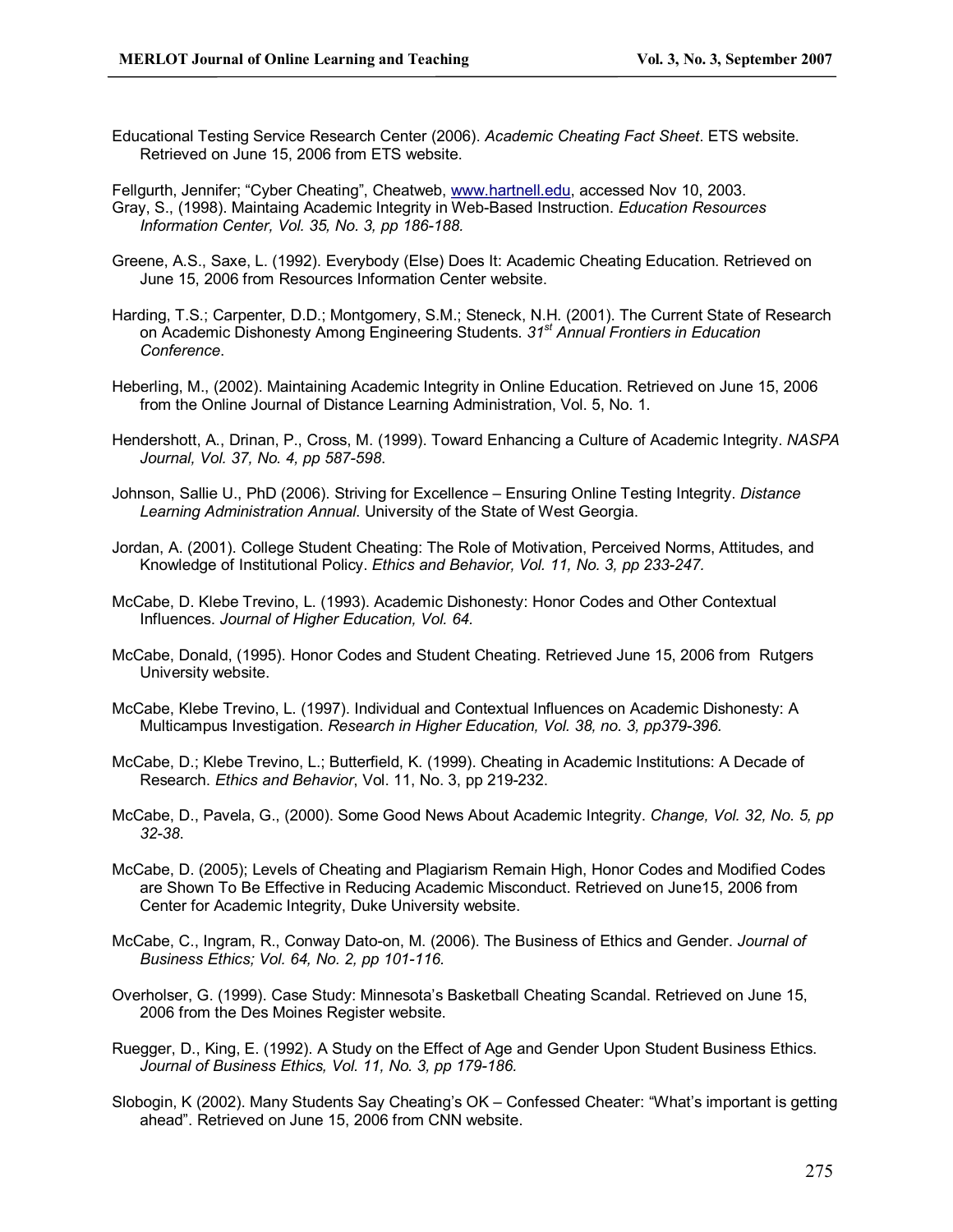Educational Testing Service Research Center (2006). *Academic Cheating Fact Sheet*. ETS website. Retrieved on June 15, 2006 from ETS website.

Fellgurth, Jennifer; "Cyber Cheating", Cheatweb, www.hartnell.edu, accessed Nov 10, 2003.

Gray, S., (1998). Maintaing Academic Integrity in Web-Based Instruction. *Education Resources Information Center, Vol. 35, No. 3, pp 186-188.*

Greene, A.S., Saxe, L. (1992). Everybody (Else) Does It: Academic Cheating Education. Retrieved on June 15, 2006 from Resources Information Center website.

Harding, T.S.; Carpenter, D.D.; Montgomery, S.M.; Steneck, N.H. (2001). The Current State of Research on Academic Dishonesty Among Engineering Students. *31st Annual Frontiers in Education Conference*.

Heberling, M., (2002). Maintaining Academic Integrity in Online Education. Retrieved on June 15, 2006 from the Online Journal of Distance Learning Administration, Vol. 5, No. 1.

Hendershott, A., Drinan, P., Cross, M. (1999). Toward Enhancing a Culture of Academic Integrity. *NASPA Journal, Vol. 37, No. 4, pp 587-598*.

Johnson, Sallie U., PhD (2006). Striving for Excellence – Ensuring Online Testing Integrity. *Distance Learning Administration Annual*. University of the State of West Georgia.

Jordan, A. (2001). College Student Cheating: The Role of Motivation, Perceived Norms, Attitudes, and Knowledge of Institutional Policy. *Ethics and Behavior, Vol. 11, No. 3, pp 233-247.*

McCabe, D. Klebe Trevino, L. (1993). Academic Dishonesty: Honor Codes and Other Contextual Influences. *Journal of Higher Education, Vol. 64.*

McCabe, Donald, (1995). Honor Codes and Student Cheating. Retrieved June 15, 2006 from Rutgers University website.

McCabe, Klebe Trevino, L. (1997). Individual and Contextual Influences on Academic Dishonesty: A Multicampus Investigation. *Research in Higher Education, Vol. 38, no. 3, pp379-396.*

McCabe, D.; Klebe Trevino, L.; Butterfield, K. (1999). Cheating in Academic Institutions: A Decade of Research. *Ethics and Behavior*, Vol. 11, No. 3, pp 219-232.

McCabe, D., Pavela, G., (2000). Some Good News About Academic Integrity. *Change, Vol. 32, No. 5, pp 32-38*.

McCabe, D. (2005); Levels of Cheating and Plagiarism Remain High, Honor Codes and Modified Codes are Shown To Be Effective in Reducing Academic Misconduct. Retrieved on June15, 2006 from Center for Academic Integrity, Duke University website.

McCabe, C., Ingram, R., Conway Dato-on, M. (2006). The Business of Ethics and Gender. *Journal of Business Ethics; Vol. 64, No. 2, pp 101-116.*

Overholser, G. (1999). Case Study: Minnesota's Basketball Cheating Scandal. Retrieved on June 15, 2006 from the Des Moines Register website.

Ruegger, D., King, E. (1992). A Study on the Effect of Age and Gender Upon Student Business Ethics. *Journal of Business Ethics, Vol. 11, No. 3, pp 179-186.*

Slobogin, K (2002). Many Students Say Cheating's OK – Confessed Cheater: "What's important is getting ahead". Retrieved on June 15, 2006 from CNN website.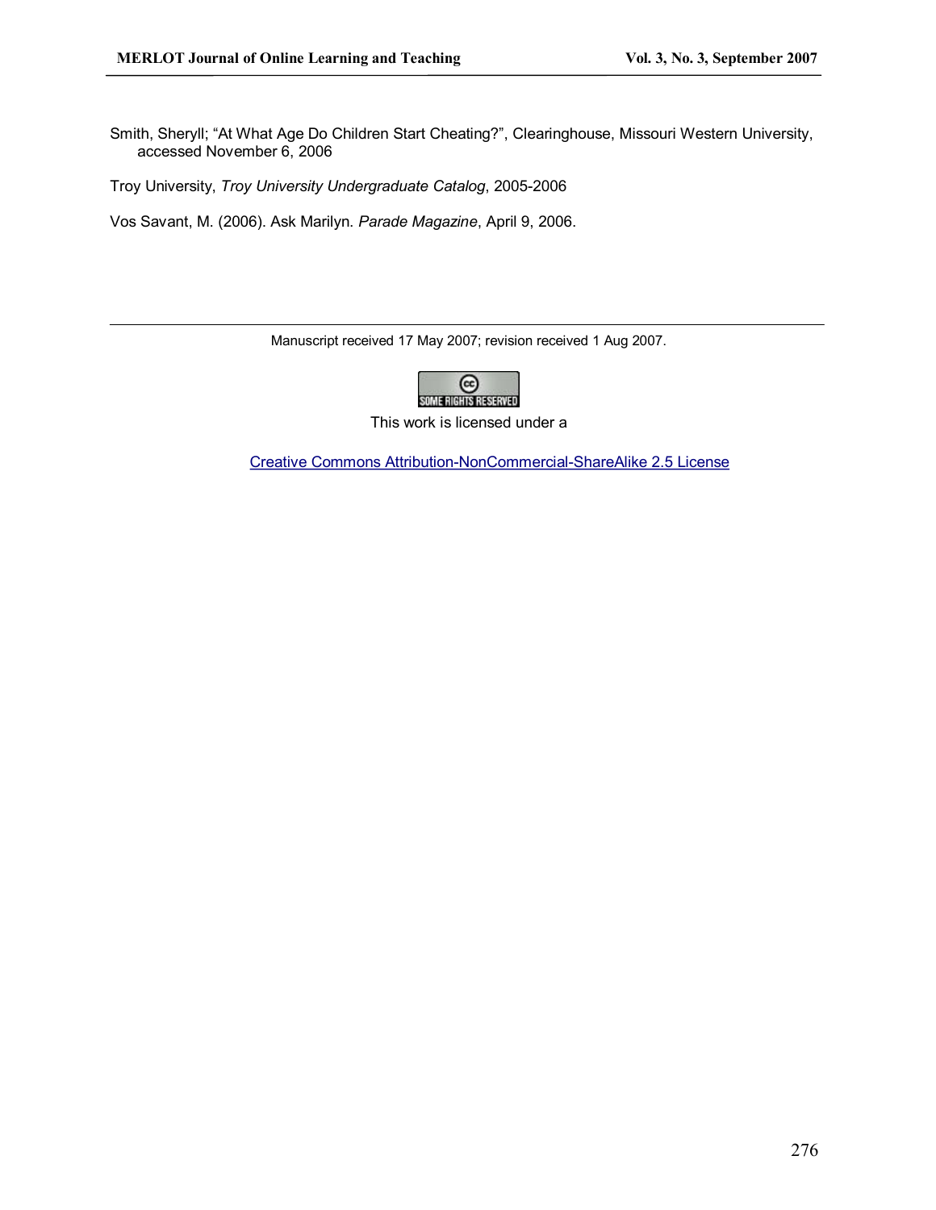Smith, Sheryll; “At What Age Do Children Start Cheating?”, Clearinghouse, Missouri Western University, accessed November 6, 2006

Troy University, *Troy University Undergraduate Catalog*, 2005-2006

Vos Savant, M. (2006). Ask Marilyn. *Parade Magazine*, April 9, 2006.

---

Manuscript received 17 May 2007; revision received 1 Aug 2007.

This work is licensed under a

Creative Commons Attribution-NonCommercial-ShareAlike 2.5 License